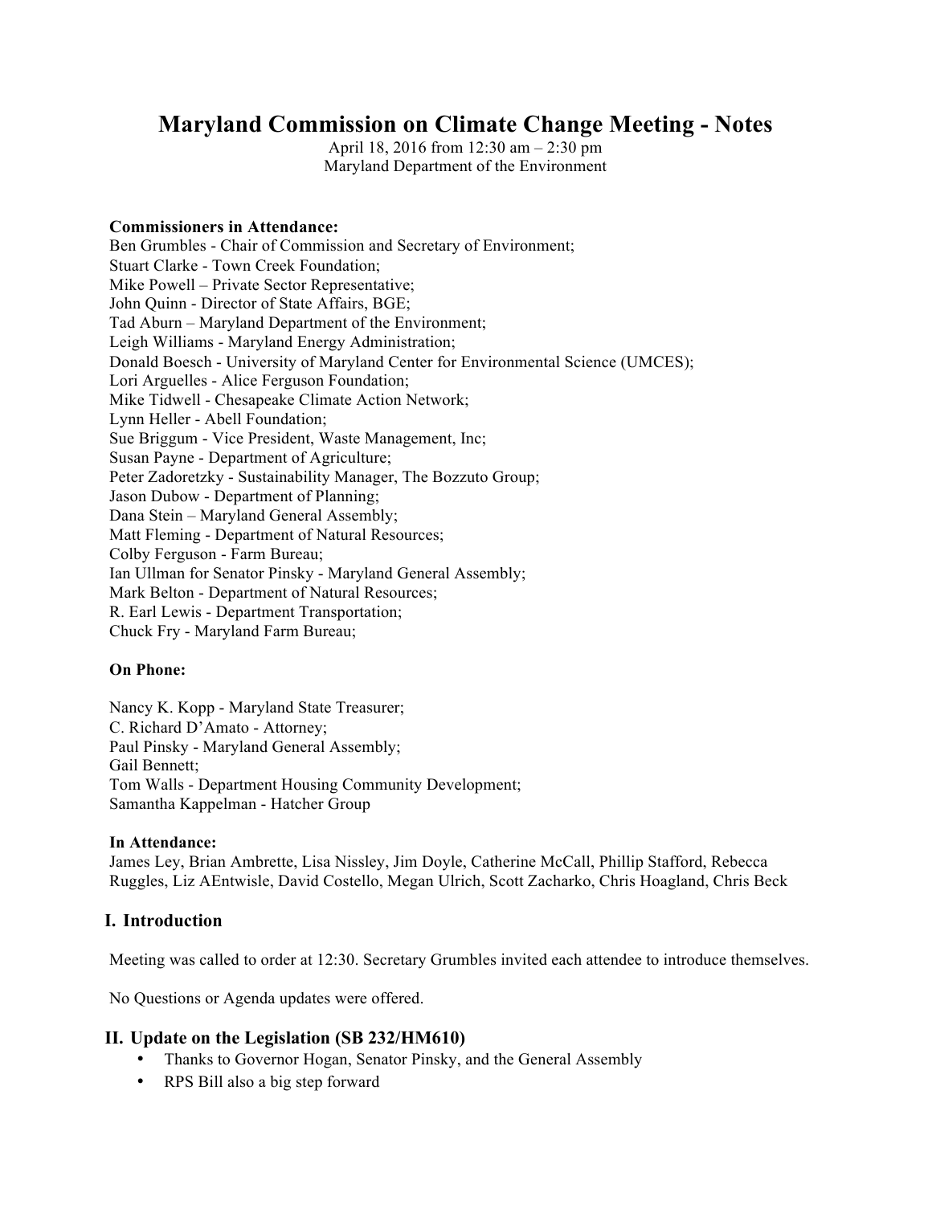# Maryland Commission on Climate Change Meeting - Notes

April 18, 2016 from 12:30 am – 2:30 pm
Maryland Department of the Environment

**Commissioners in Attendance:**

Ben Grumbles - Chair of Commission and Secretary of Environment;
Stuart Clarke - Town Creek Foundation;
Mike Powell – Private Sector Representative;
John Quinn - Director of State Affairs, BGE;
Tad Aburn – Maryland Department of the Environment;
Leigh Williams - Maryland Energy Administration;
Donald Boesch - University of Maryland Center for Environmental Science (UMCES);
Lori Arguelles - Alice Ferguson Foundation;
Mike Tidwell - Chesapeake Climate Action Network;
Lynn Heller - Abell Foundation;
Sue Briggum - Vice President, Waste Management, Inc;
Susan Payne - Department of Agriculture;
Peter Zadoretzky - Sustainability Manager, The Bozzuto Group;
Jason Dubow - Department of Planning;
Dana Stein – Maryland General Assembly;
Matt Fleming - Department of Natural Resources;
Colby Ferguson - Farm Bureau;
Ian Ullman for Senator Pinsky - Maryland General Assembly;
Mark Belton - Department of Natural Resources;
R. Earl Lewis - Department Transportation;
Chuck Fry - Maryland Farm Bureau;

**On Phone:**

Nancy K. Kopp - Maryland State Treasurer;
C. Richard D'Amato - Attorney;
Paul Pinsky - Maryland General Assembly;
Gail Bennett;
Tom Walls - Department Housing Community Development;
Samantha Kappelman - Hatcher Group

**In Attendance:**

James Ley, Brian Ambrette, Lisa Nissley, Jim Doyle, Catherine McCall, Phillip Stafford, Rebecca Ruggles, Liz AEntwisle, David Costello, Megan Ulrich, Scott Zacharko, Chris Hoagland, Chris Beck

## I. Introduction

Meeting was called to order at 12:30. Secretary Grumbles invited each attendee to introduce themselves.

No Questions or Agenda updates were offered.

## II. Update on the Legislation (SB 232/HM610)

- Thanks to Governor Hogan, Senator Pinsky, and the General Assembly
- RPS Bill also a big step forward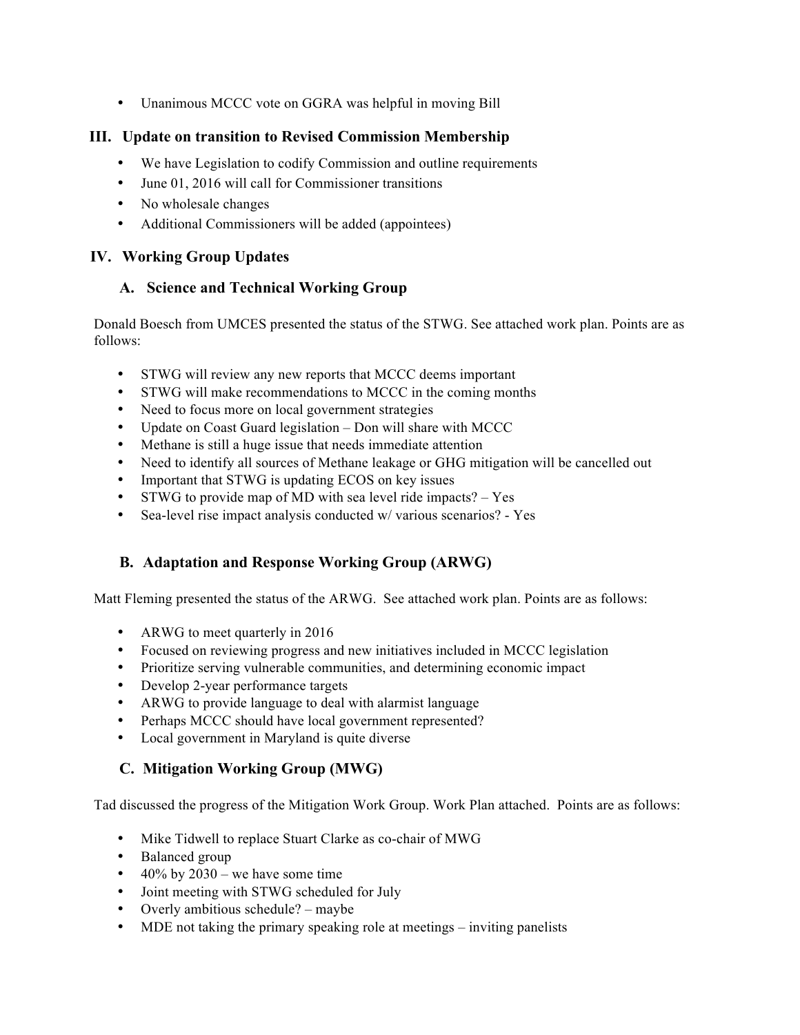- Unanimous MCCC vote on GGRA was helpful in moving Bill

## III. Update on transition to Revised Commission Membership

- We have Legislation to codify Commission and outline requirements
- June 01, 2016 will call for Commissioner transitions
- No wholesale changes
- Additional Commissioners will be added (appointees)

## IV. Working Group Updates

### A. Science and Technical Working Group

Donald Boesch from UMCES presented the status of the STWG. See attached work plan. Points are as follows:

- STWG will review any new reports that MCCC deems important
- STWG will make recommendations to MCCC in the coming months
- Need to focus more on local government strategies
- Update on Coast Guard legislation – Don will share with MCCC
- Methane is still a huge issue that needs immediate attention
- Need to identify all sources of Methane leakage or GHG mitigation will be cancelled out
- Important that STWG is updating ECOS on key issues
- STWG to provide map of MD with sea level ride impacts? – Yes
- Sea-level rise impact analysis conducted w/ various scenarios? - Yes

### B. Adaptation and Response Working Group (ARWG)

Matt Fleming presented the status of the ARWG. See attached work plan. Points are as follows:

- ARWG to meet quarterly in 2016
- Focused on reviewing progress and new initiatives included in MCCC legislation
- Prioritize serving vulnerable communities, and determining economic impact
- Develop 2-year performance targets
- ARWG to provide language to deal with alarmist language
- Perhaps MCCC should have local government represented?
- Local government in Maryland is quite diverse

### C. Mitigation Working Group (MWG)

Tad discussed the progress of the Mitigation Work Group. Work Plan attached. Points are as follows:

- Mike Tidwell to replace Stuart Clarke as co-chair of MWG
- Balanced group
- 40% by 2030 – we have some time
- Joint meeting with STWG scheduled for July
- Overly ambitious schedule? – maybe
- MDE not taking the primary speaking role at meetings – inviting panelists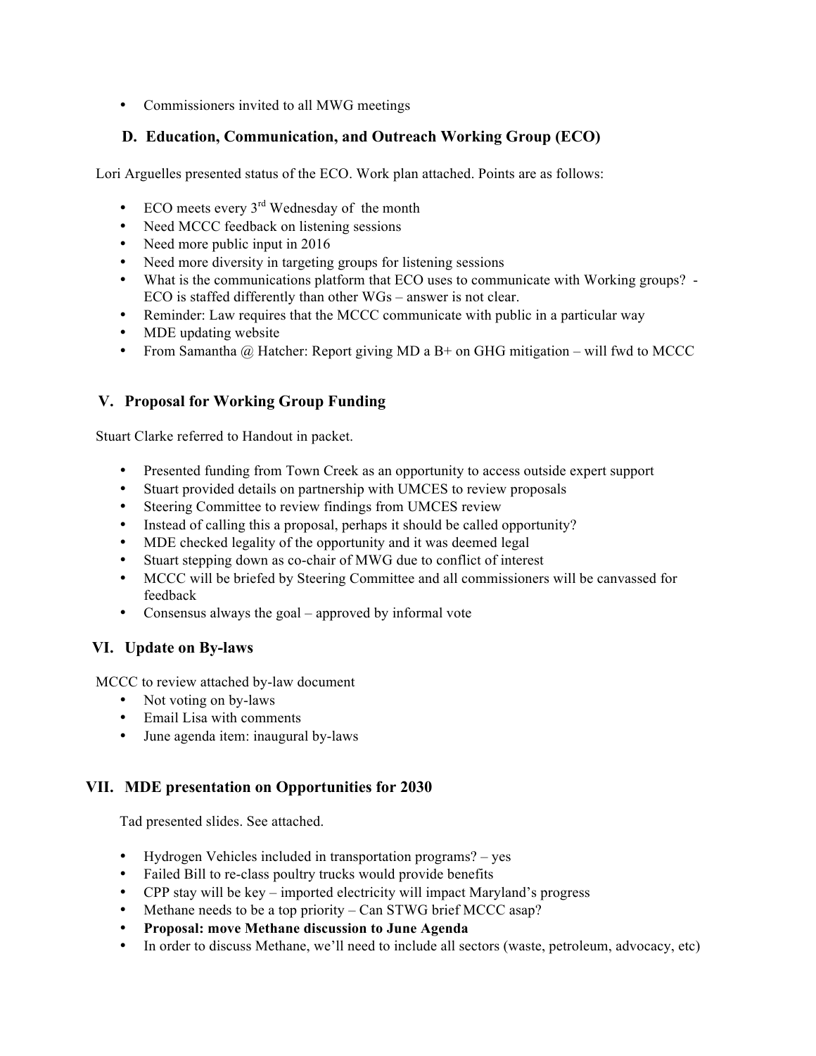- Commissioners invited to all MWG meetings

### D. Education, Communication, and Outreach Working Group (ECO)

Lori Arguelles presented status of the ECO. Work plan attached. Points are as follows:

- ECO meets every 3rd Wednesday of the month
- Need MCCC feedback on listening sessions
- Need more public input in 2016
- Need more diversity in targeting groups for listening sessions
- What is the communications platform that ECO uses to communicate with Working groups? - ECO is staffed differently than other WGs – answer is not clear.
- Reminder: Law requires that the MCCC communicate with public in a particular way
- MDE updating website
- From Samantha @ Hatcher: Report giving MD a B+ on GHG mitigation – will fwd to MCCC

## V. Proposal for Working Group Funding

Stuart Clarke referred to Handout in packet.

- Presented funding from Town Creek as an opportunity to access outside expert support
- Stuart provided details on partnership with UMCES to review proposals
- Steering Committee to review findings from UMCES review
- Instead of calling this a proposal, perhaps it should be called opportunity?
- MDE checked legality of the opportunity and it was deemed legal
- Stuart stepping down as co-chair of MWG due to conflict of interest
- MCCC will be briefed by Steering Committee and all commissioners will be canvassed for feedback
- Consensus always the goal – approved by informal vote

## VI. Update on By-laws

MCCC to review attached by-law document

- Not voting on by-laws
- Email Lisa with comments
- June agenda item: inaugural by-laws

## VII. MDE presentation on Opportunities for 2030

Tad presented slides. See attached.

- Hydrogen Vehicles included in transportation programs? – yes
- Failed Bill to re-class poultry trucks would provide benefits
- CPP stay will be key – imported electricity will impact Maryland's progress
- Methane needs to be a top priority – Can STWG brief MCCC asap?
- **Proposal: move Methane discussion to June Agenda**
- In order to discuss Methane, we'll need to include all sectors (waste, petroleum, advocacy, etc)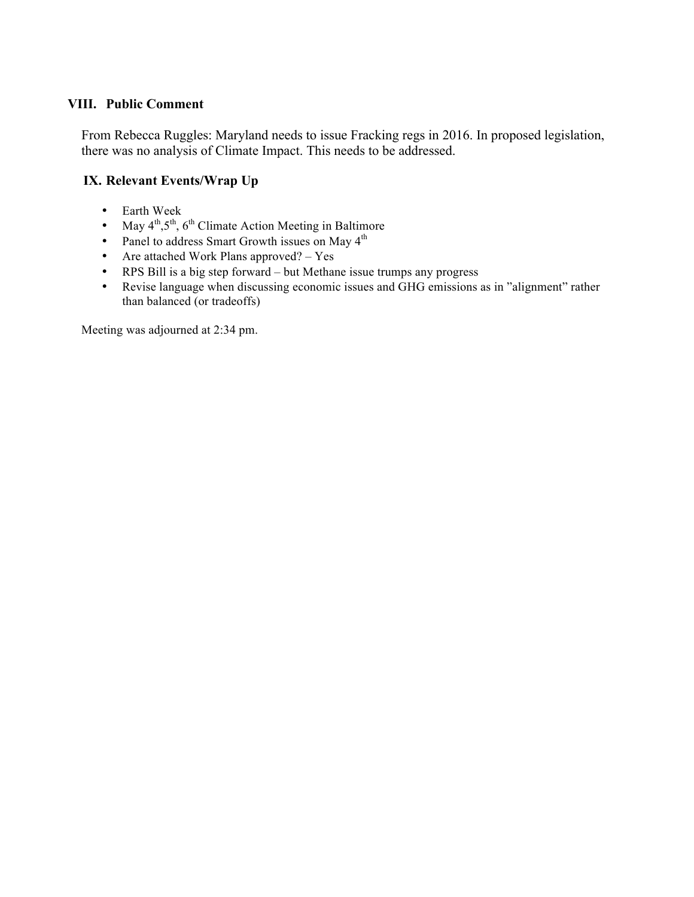## VIII. Public Comment

From Rebecca Ruggles: Maryland needs to issue Fracking regs in 2016. In proposed legislation, there was no analysis of Climate Impact. This needs to be addressed.

## IX. Relevant Events/Wrap Up

- Earth Week
- May 4th,5th, 6th Climate Action Meeting in Baltimore
- Panel to address Smart Growth issues on May 4th
- Are attached Work Plans approved? – Yes
- RPS Bill is a big step forward – but Methane issue trumps any progress
- Revise language when discussing economic issues and GHG emissions as in "alignment" rather than balanced (or tradeoffs)

Meeting was adjourned at 2:34 pm.